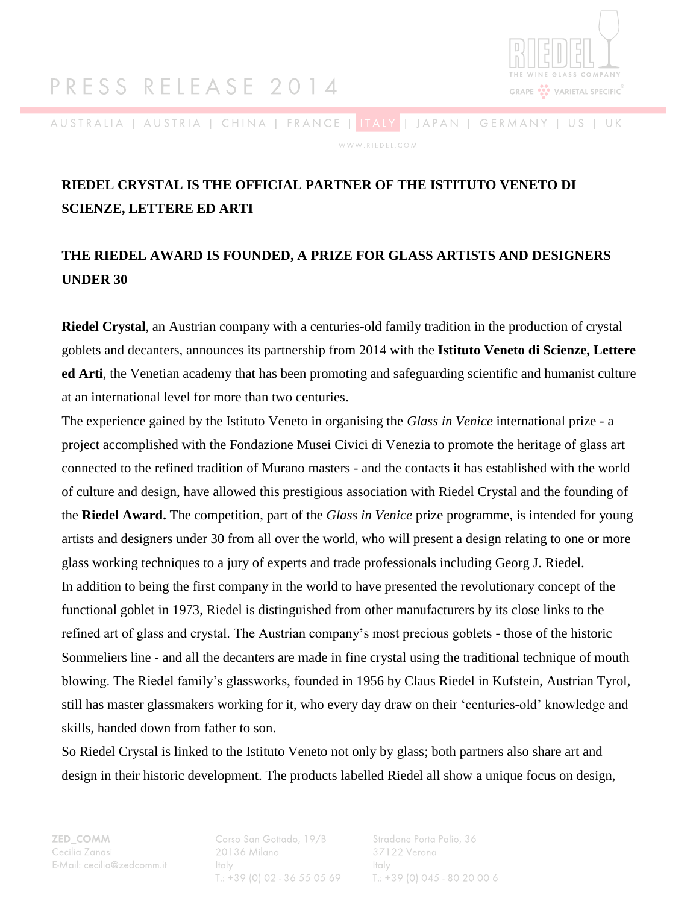# RIEDEL CRYSTAL IS THE OFFICIAL PARTNER OF THE ISTITUTO VENETO DI SCIENZE, LETTERE ED ARTI

## THE RIEDEL AWARD IS FOUNDED, A PRIZE FOR GLASS ARTISTS AND DESIGNERS UNDER 30

**Riedel Crystal**, an Austrian company with a centuries-old family tradition in the production of crystal goblets and decanters, announces its partnership from 2014 with the **Istituto Veneto di Scienze, Lettere ed Arti**, the Venetian academy that has been promoting and safeguarding scientific and humanist culture at an international level for more than two centuries.

The experience gained by the Istituto Veneto in organising the *Glass in Venice* international prize - a project accomplished with the Fondazione Musei Civici di Venezia to promote the heritage of glass art connected to the refined tradition of Murano masters - and the contacts it has established with the world of culture and design, have allowed this prestigious association with Riedel Crystal and the founding of the **Riedel Award.** The competition, part of the *Glass in Venice* prize programme, is intended for young artists and designers under 30 from all over the world, who will present a design relating to one or more glass working techniques to a jury of experts and trade professionals including Georg J. Riedel.

In addition to being the first company in the world to have presented the revolutionary concept of the functional goblet in 1973, Riedel is distinguished from other manufacturers by its close links to the refined art of glass and crystal. The Austrian company's most precious goblets - those of the historic Sommeliers line - and all the decanters are made in fine crystal using the traditional technique of mouth blowing. The Riedel family's glassworks, founded in 1956 by Claus Riedel in Kufstein, Austrian Tyrol, still has master glassmakers working for it, who every day draw on their 'centuries-old' knowledge and skills, handed down from father to son.

So Riedel Crystal is linked to the Istituto Veneto not only by glass; both partners also share art and design in their historic development. The products labelled Riedel all show a unique focus on design,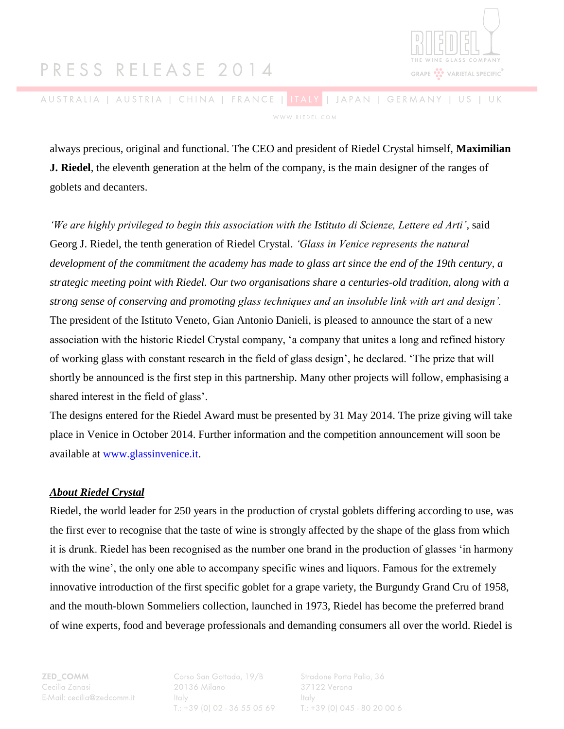always precious, original and functional. The CEO and president of Riedel Crystal himself, **Maximilian J. Riedel**, the eleventh generation at the helm of the company, is the main designer of the ranges of goblets and decanters.

*'We are highly privileged to begin this association with the Istituto di Scienze, Lettere ed Arti'*, said Georg J. Riedel, the tenth generation of Riedel Crystal. *'Glass in Venice represents the natural development of the commitment the academy has made to glass art since the end of the 19th century, a strategic meeting point with Riedel. Our two organisations share a centuries-old tradition, along with a strong sense of conserving and promoting glass techniques and an insoluble link with art and design'.*
The president of the Istituto Veneto, Gian Antonio Danieli, is pleased to announce the start of a new association with the historic Riedel Crystal company, 'a company that unites a long and refined history of working glass with constant research in the field of glass design', he declared. 'The prize that will shortly be announced is the first step in this partnership. Many other projects will follow, emphasising a shared interest in the field of glass'.
The designs entered for the Riedel Award must be presented by 31 May 2014. The prize giving will take place in Venice in October 2014. Further information and the competition announcement will soon be available at www.glassinvenice.it.

***About Riedel Crystal***

Riedel, the world leader for 250 years in the production of crystal goblets differing according to use, was the first ever to recognise that the taste of wine is strongly affected by the shape of the glass from which it is drunk. Riedel has been recognised as the number one brand in the production of glasses 'in harmony with the wine', the only one able to accompany specific wines and liquors. Famous for the extremely innovative introduction of the first specific goblet for a grape variety, the Burgundy Grand Cru of 1958, and the mouth-blown Sommeliers collection, launched in 1973, Riedel has become the preferred brand of wine experts, food and beverage professionals and demanding consumers all over the world. Riedel is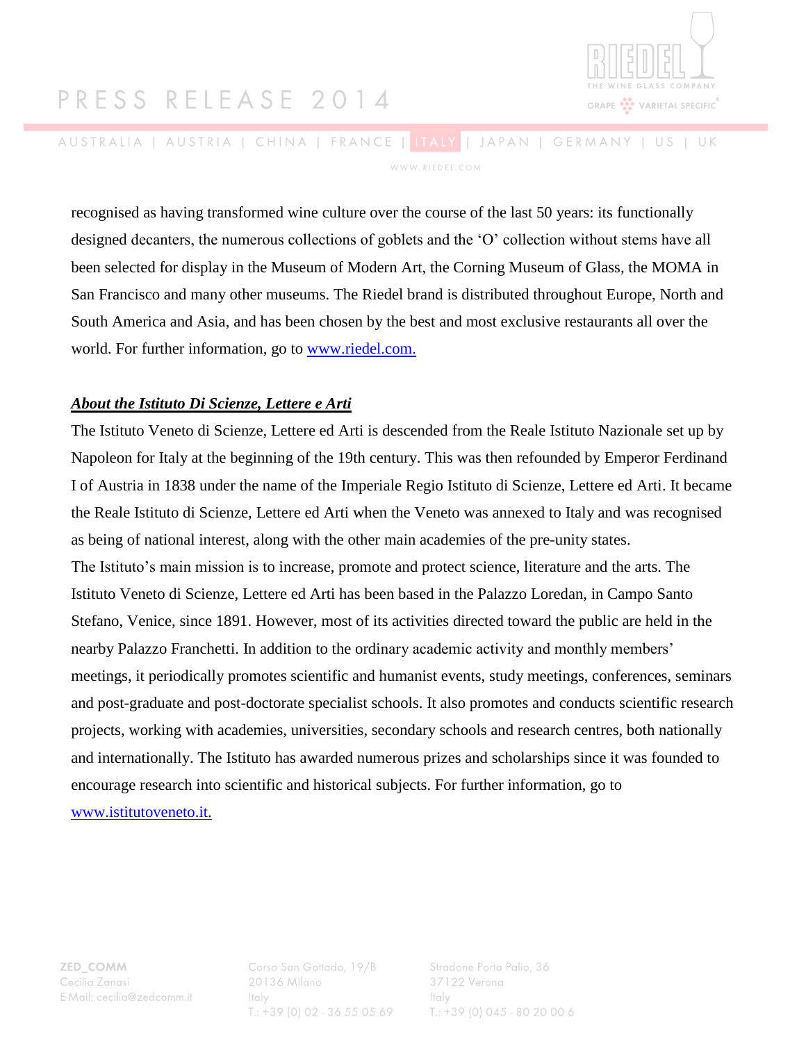recognised as having transformed wine culture over the course of the last 50 years: its functionally designed decanters, the numerous collections of goblets and the 'O' collection without stems have all been selected for display in the Museum of Modern Art, the Corning Museum of Glass, the MOMA in San Francisco and many other museums. The Riedel brand is distributed throughout Europe, North and South America and Asia, and has been chosen by the best and most exclusive restaurants all over the world. For further information, go to www.riedel.com.

## ***About the Istituto Di Scienze, Lettere e Arti***

The Istituto Veneto di Scienze, Lettere ed Arti is descended from the Reale Istituto Nazionale set up by Napoleon for Italy at the beginning of the 19th century. This was then refounded by Emperor Ferdinand I of Austria in 1838 under the name of the Imperiale Regio Istituto di Scienze, Lettere ed Arti. It became the Reale Istituto di Scienze, Lettere ed Arti when the Veneto was annexed to Italy and was recognised as being of national interest, along with the other main academies of the pre-unity states.

The Istituto's main mission is to increase, promote and protect science, literature and the arts. The Istituto Veneto di Scienze, Lettere ed Arti has been based in the Palazzo Loredan, in Campo Santo Stefano, Venice, since 1891. However, most of its activities directed toward the public are held in the nearby Palazzo Franchetti. In addition to the ordinary academic activity and monthly members' meetings, it periodically promotes scientific and humanist events, study meetings, conferences, seminars and post-graduate and post-doctorate specialist schools. It also promotes and conducts scientific research projects, working with academies, universities, secondary schools and research centres, both nationally and internationally. The Istituto has awarded numerous prizes and scholarships since it was founded to encourage research into scientific and historical subjects. For further information, go to www.istitutoveneto.it.